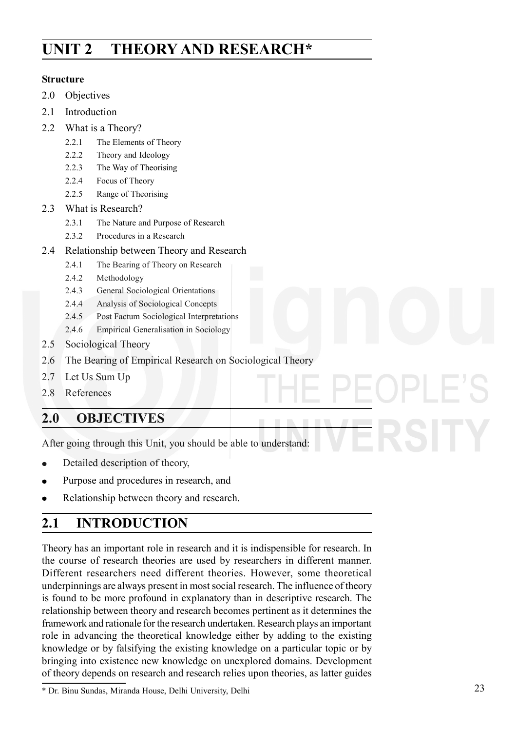# UNIT 2 THEORY AND RESEARCH*

**Structure**

2.0 Objectives

2.1 Introduction

2.2 What is a Theory?

- 2.2.1 The Elements of Theory
- 2.2.2 Theory and Ideology
- 2.2.3 The Way of Theorising
- 2.2.4 Focus of Theory
- 2.2.5 Range of Theorising

2.3 What is Research?

- 2.3.1 The Nature and Purpose of Research
- 2.3.2 Procedures in a Research

2.4 Relationship between Theory and Research

- 2.4.1 The Bearing of Theory on Research
- 2.4.2 Methodology
- 2.4.3 General Sociological Orientations
- 2.4.4 Analysis of Sociological Concepts
- 2.4.5 Post Factum Sociological Interpretations
- 2.4.6 Empirical Generalisation in Sociology

2.5 Sociological Theory

2.6 The Bearing of Empirical Research on Sociological Theory

2.7 Let Us Sum Up

2.8 References

## 2.0 OBJECTIVES

After going through this Unit, you should be able to understand:

- Detailed description of theory,
- Purpose and procedures in research, and
- Relationship between theory and research.

## 2.1 INTRODUCTION

Theory has an important role in research and it is indispensible for research. In the course of research theories are used by researchers in different manner. Different researchers need different theories. However, some theoretical underpinnings are always present in most social research. The influence of theory is found to be more profound in explanatory than in descriptive research. The relationship between theory and research becomes pertinent as it determines the framework and rationale for the research undertaken. Research plays an important role in advancing the theoretical knowledge either by adding to the existing knowledge or by falsifying the existing knowledge on a particular topic or by bringing into existence new knowledge on unexplored domains. Development of theory depends on research and research relies upon theories, as latter guides

* Dr. Binu Sundas, Miranda House, Delhi University, Delhi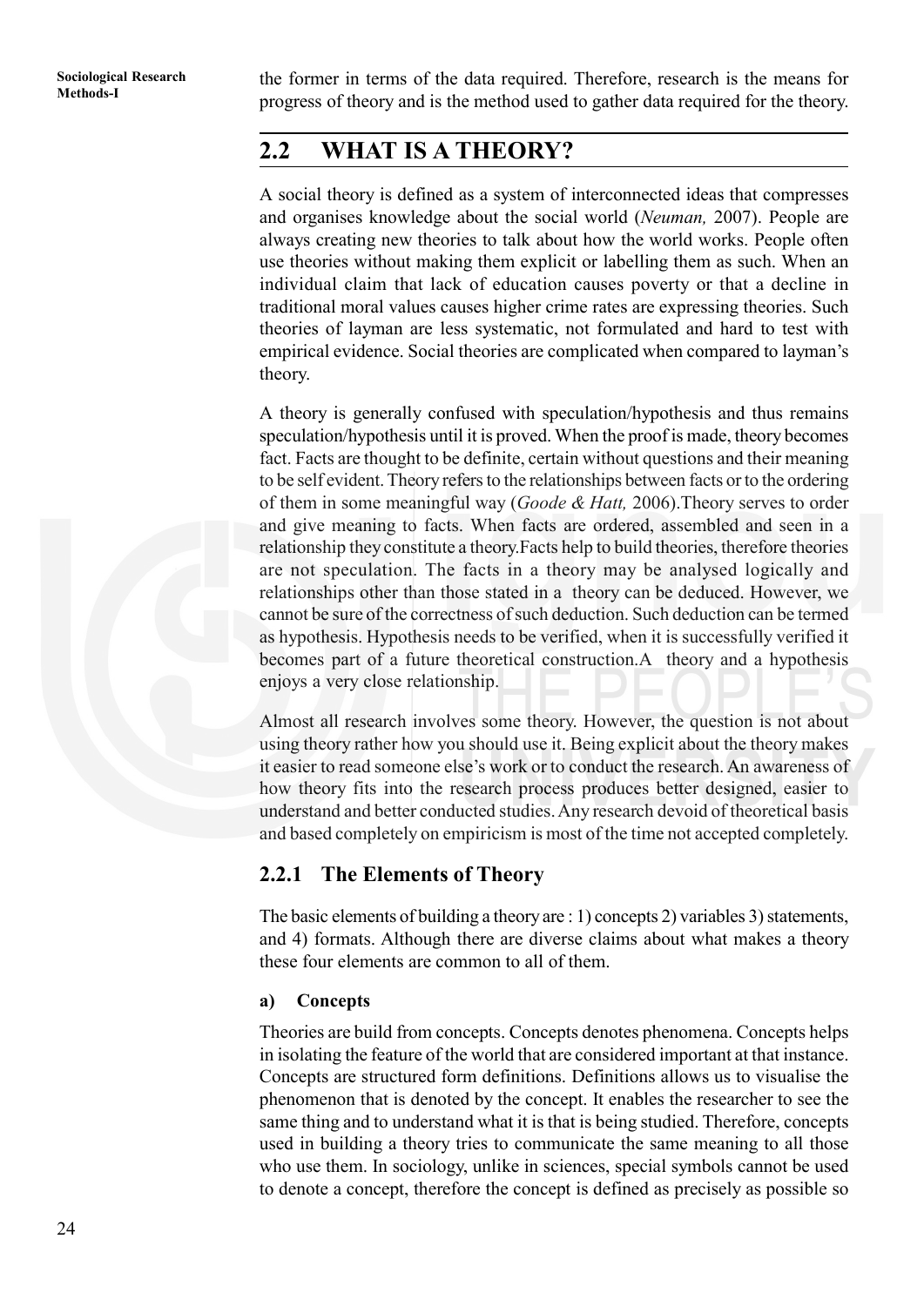the former in terms of the data required. Therefore, research is the means for progress of theory and is the method used to gather data required for the theory.

## 2.2 WHAT IS A THEORY?

A social theory is defined as a system of interconnected ideas that compresses and organises knowledge about the social world (*Neuman,* 2007). People are always creating new theories to talk about how the world works. People often use theories without making them explicit or labelling them as such. When an individual claim that lack of education causes poverty or that a decline in traditional moral values causes higher crime rates are expressing theories. Such theories of layman are less systematic, not formulated and hard to test with empirical evidence. Social theories are complicated when compared to layman's theory.

A theory is generally confused with speculation/hypothesis and thus remains speculation/hypothesis until it is proved. When the proof is made, theory becomes fact. Facts are thought to be definite, certain without questions and their meaning to be self evident. Theory refers to the relationships between facts or to the ordering of them in some meaningful way (*Goode & Hatt,* 2006).Theory serves to order and give meaning to facts. When facts are ordered, assembled and seen in a relationship they constitute a theory.Facts help to build theories, therefore theories are not speculation. The facts in a theory may be analysed logically and relationships other than those stated in a theory can be deduced. However, we cannot be sure of the correctness of such deduction. Such deduction can be termed as hypothesis. Hypothesis needs to be verified, when it is successfully verified it becomes part of a future theoretical construction.A theory and a hypothesis enjoys a very close relationship.

Almost all research involves some theory. However, the question is not about using theory rather how you should use it. Being explicit about the theory makes it easier to read someone else's work or to conduct the research. An awareness of how theory fits into the research process produces better designed, easier to understand and better conducted studies. Any research devoid of theoretical basis and based completely on empiricism is most of the time not accepted completely.

### 2.2.1 The Elements of Theory

The basic elements of building a theory are : 1) concepts 2) variables 3) statements, and 4) formats. Although there are diverse claims about what makes a theory these four elements are common to all of them.

**a) Concepts**

Theories are build from concepts. Concepts denotes phenomena. Concepts helps in isolating the feature of the world that are considered important at that instance. Concepts are structured form definitions. Definitions allows us to visualise the phenomenon that is denoted by the concept. It enables the researcher to see the same thing and to understand what it is that is being studied. Therefore, concepts used in building a theory tries to communicate the same meaning to all those who use them. In sociology, unlike in sciences, special symbols cannot be used to denote a concept, therefore the concept is defined as precisely as possible so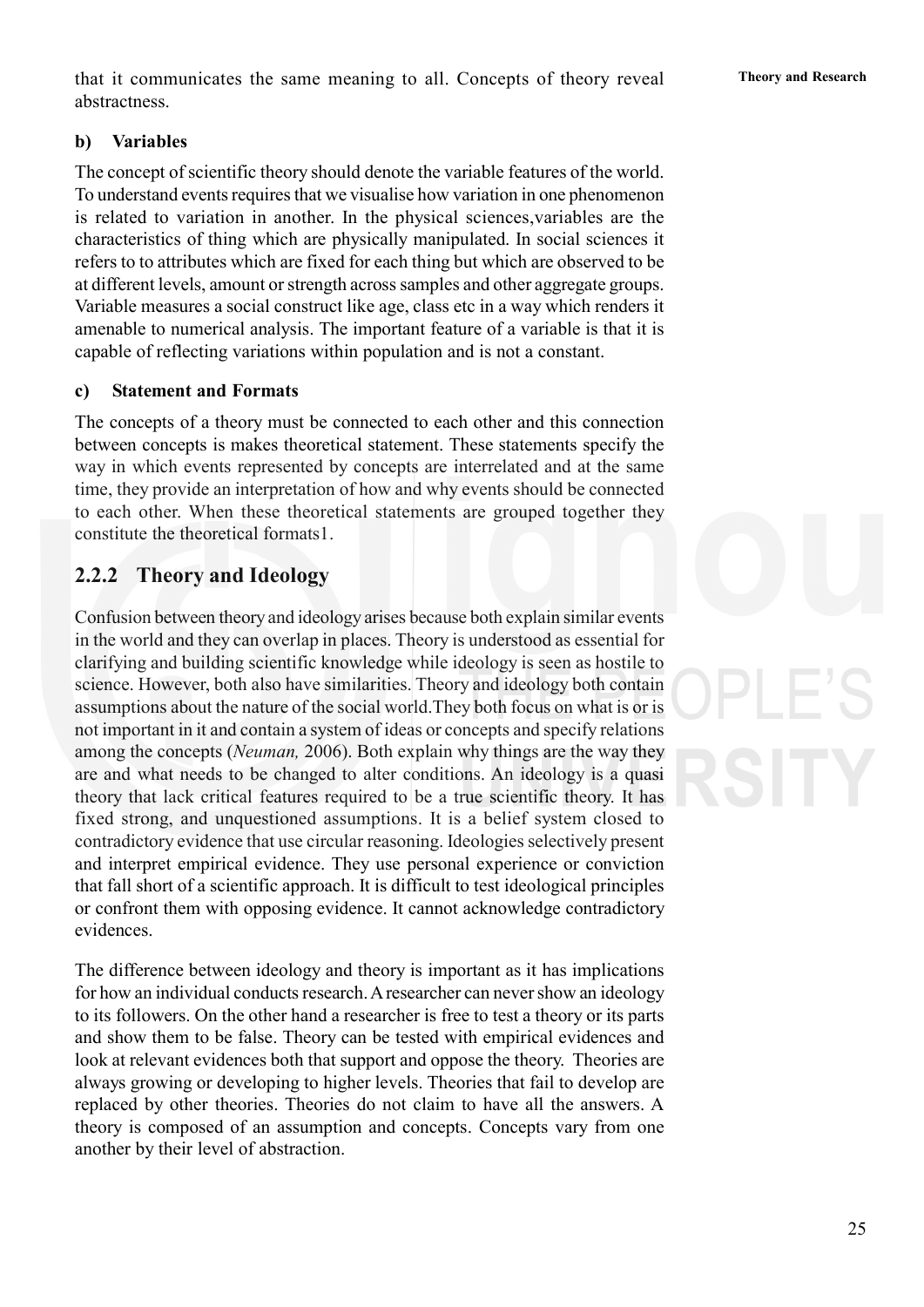that it communicates the same meaning to all. Concepts of theory reveal abstractness.

**b) Variables**

The concept of scientific theory should denote the variable features of the world. To understand events requires that we visualise how variation in one phenomenon is related to variation in another. In the physical sciences,variables are the characteristics of thing which are physically manipulated. In social sciences it refers to to attributes which are fixed for each thing but which are observed to be at different levels, amount or strength across samples and other aggregate groups. Variable measures a social construct like age, class etc in a way which renders it amenable to numerical analysis. The important feature of a variable is that it is capable of reflecting variations within population and is not a constant.

**c) Statement and Formats**

The concepts of a theory must be connected to each other and this connection between concepts is makes theoretical statement. These statements specify the way in which events represented by concepts are interrelated and at the same time, they provide an interpretation of how and why events should be connected to each other. When these theoretical statements are grouped together they constitute the theoretical formats1.

## 2.2.2 Theory and Ideology

Confusion between theory and ideology arises because both explain similar events in the world and they can overlap in places. Theory is understood as essential for clarifying and building scientific knowledge while ideology is seen as hostile to science. However, both also have similarities. Theory and ideology both contain assumptions about the nature of the social world.They both focus on what is or is not important in it and contain a system of ideas or concepts and specify relations among the concepts (*Neuman,* 2006). Both explain why things are the way they are and what needs to be changed to alter conditions. An ideology is a quasi theory that lack critical features required to be a true scientific theory. It has fixed strong, and unquestioned assumptions. It is a belief system closed to contradictory evidence that use circular reasoning. Ideologies selectively present and interpret empirical evidence. They use personal experience or conviction that fall short of a scientific approach. It is difficult to test ideological principles or confront them with opposing evidence. It cannot acknowledge contradictory evidences.

The difference between ideology and theory is important as it has implications for how an individual conducts research. A researcher can never show an ideology to its followers. On the other hand a researcher is free to test a theory or its parts and show them to be false. Theory can be tested with empirical evidences and look at relevant evidences both that support and oppose the theory. Theories are always growing or developing to higher levels. Theories that fail to develop are replaced by other theories. Theories do not claim to have all the answers. A theory is composed of an assumption and concepts. Concepts vary from one another by their level of abstraction.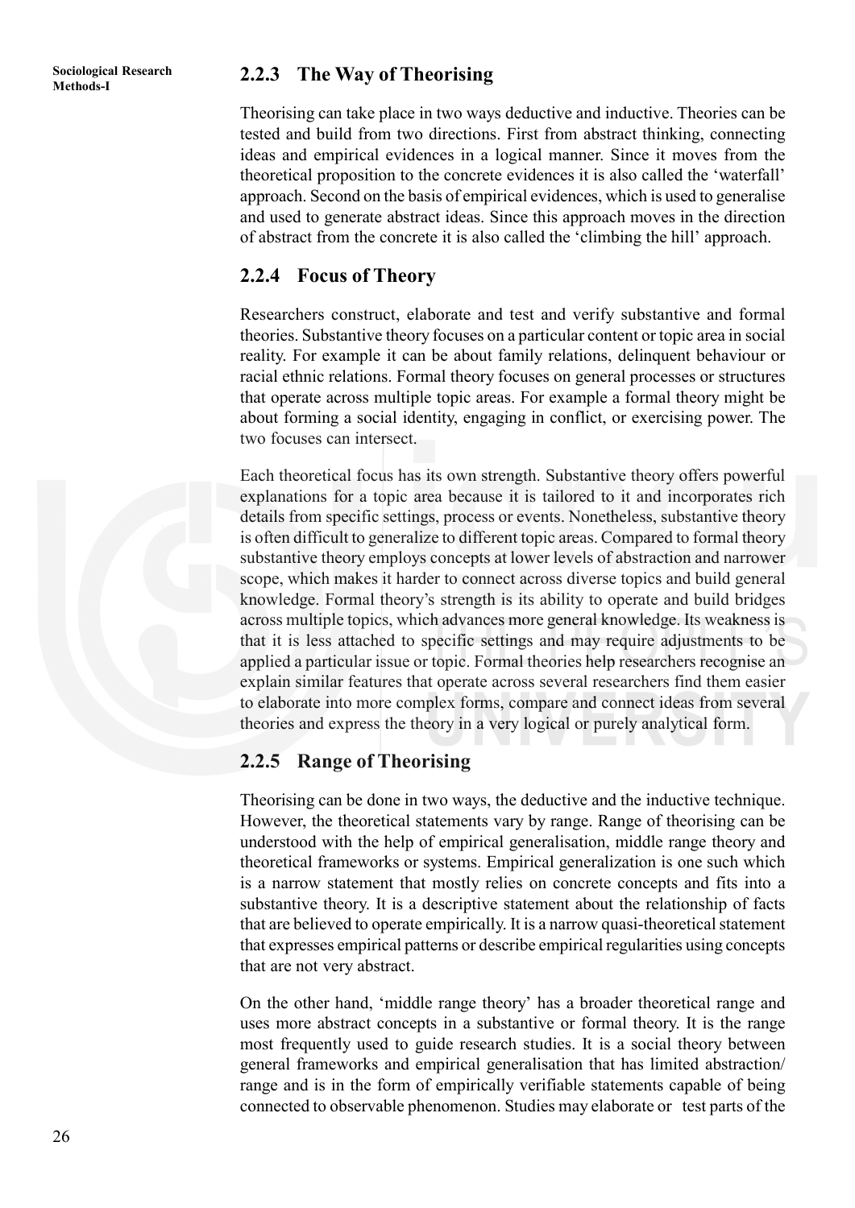### 2.2.3 The Way of Theorising

Theorising can take place in two ways deductive and inductive. Theories can be tested and build from two directions. First from abstract thinking, connecting ideas and empirical evidences in a logical manner. Since it moves from the theoretical proposition to the concrete evidences it is also called the 'waterfall' approach. Second on the basis of empirical evidences, which is used to generalise and used to generate abstract ideas. Since this approach moves in the direction of abstract from the concrete it is also called the 'climbing the hill' approach.

### 2.2.4 Focus of Theory

Researchers construct, elaborate and test and verify substantive and formal theories. Substantive theory focuses on a particular content or topic area in social reality. For example it can be about family relations, delinquent behaviour or racial ethnic relations. Formal theory focuses on general processes or structures that operate across multiple topic areas. For example a formal theory might be about forming a social identity, engaging in conflict, or exercising power. The two focuses can intersect.

Each theoretical focus has its own strength. Substantive theory offers powerful explanations for a topic area because it is tailored to it and incorporates rich details from specific settings, process or events. Nonetheless, substantive theory is often difficult to generalize to different topic areas. Compared to formal theory substantive theory employs concepts at lower levels of abstraction and narrower scope, which makes it harder to connect across diverse topics and build general knowledge. Formal theory's strength is its ability to operate and build bridges across multiple topics, which advances more general knowledge. Its weakness is that it is less attached to specific settings and may require adjustments to be applied a particular issue or topic. Formal theories help researchers recognise an explain similar features that operate across several researchers find them easier to elaborate into more complex forms, compare and connect ideas from several theories and express the theory in a very logical or purely analytical form.

### 2.2.5 Range of Theorising

Theorising can be done in two ways, the deductive and the inductive technique. However, the theoretical statements vary by range. Range of theorising can be understood with the help of empirical generalisation, middle range theory and theoretical frameworks or systems. Empirical generalization is one such which is a narrow statement that mostly relies on concrete concepts and fits into a substantive theory. It is a descriptive statement about the relationship of facts that are believed to operate empirically. It is a narrow quasi-theoretical statement that expresses empirical patterns or describe empirical regularities using concepts that are not very abstract.

On the other hand, 'middle range theory' has a broader theoretical range and uses more abstract concepts in a substantive or formal theory. It is the range most frequently used to guide research studies. It is a social theory between general frameworks and empirical generalisation that has limited abstraction/ range and is in the form of empirically verifiable statements capable of being connected to observable phenomenon. Studies may elaborate or test parts of the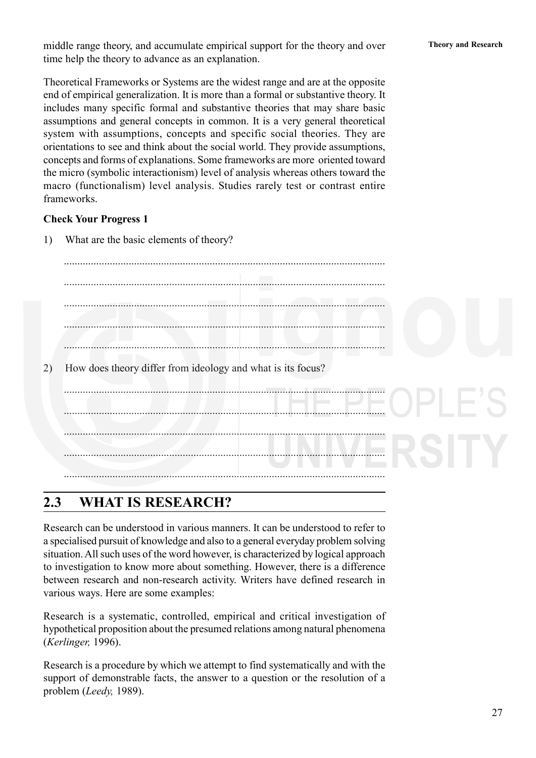middle range theory, and accumulate empirical support for the theory and over time help the theory to advance as an explanation.

Theoretical Frameworks or Systems are the widest range and are at the opposite end of empirical generalization. It is more than a formal or substantive theory. It includes many specific formal and substantive theories that may share basic assumptions and general concepts in common. It is a very general theoretical system with assumptions, concepts and specific social theories. They are orientations to see and think about the social world. They provide assumptions, concepts and forms of explanations. Some frameworks are more oriented toward the micro (symbolic interactionism) level of analysis whereas others toward the macro (functionalism) level analysis. Studies rarely test or contrast entire frameworks.

**Check Your Progress 1**

1) What are the basic elements of theory?

.....................................................................................................................

.....................................................................................................................

.....................................................................................................................

.....................................................................................................................

.....................................................................................................................

2) How does theory differ from ideology and what is its focus?

.....................................................................................................................

.....................................................................................................................

.....................................................................................................................

.....................................................................................................................

.....................................................................................................................

## 2.3 WHAT IS RESEARCH?

Research can be understood in various manners. It can be understood to refer to a specialised pursuit of knowledge and also to a general everyday problem solving situation. All such uses of the word however, is characterized by logical approach to investigation to know more about something. However, there is a difference between research and non-research activity. Writers have defined research in various ways. Here are some examples:

Research is a systematic, controlled, empirical and critical investigation of hypothetical proposition about the presumed relations among natural phenomena (*Kerlinger,* 1996).

Research is a procedure by which we attempt to find systematically and with the support of demonstrable facts, the answer to a question or the resolution of a problem (*Leedy,* 1989).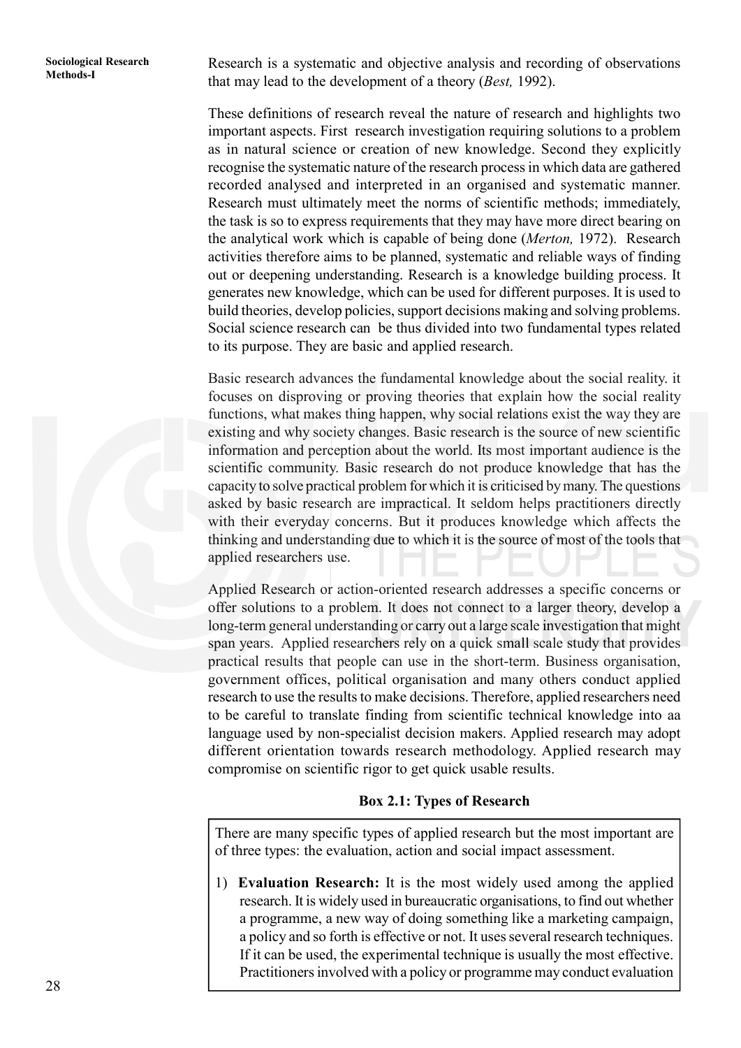Research is a systematic and objective analysis and recording of observations that may lead to the development of a theory (*Best,* 1992).

These definitions of research reveal the nature of research and highlights two important aspects. First research investigation requiring solutions to a problem as in natural science or creation of new knowledge. Second they explicitly recognise the systematic nature of the research process in which data are gathered recorded analysed and interpreted in an organised and systematic manner. Research must ultimately meet the norms of scientific methods; immediately, the task is so to express requirements that they may have more direct bearing on the analytical work which is capable of being done (*Merton,* 1972). Research activities therefore aims to be planned, systematic and reliable ways of finding out or deepening understanding. Research is a knowledge building process. It generates new knowledge, which can be used for different purposes. It is used to build theories, develop policies, support decisions making and solving problems. Social science research can be thus divided into two fundamental types related to its purpose. They are basic and applied research.

Basic research advances the fundamental knowledge about the social reality. it focuses on disproving or proving theories that explain how the social reality functions, what makes thing happen, why social relations exist the way they are existing and why society changes. Basic research is the source of new scientific information and perception about the world. Its most important audience is the scientific community. Basic research do not produce knowledge that has the capacity to solve practical problem for which it is criticised by many. The questions asked by basic research are impractical. It seldom helps practitioners directly with their everyday concerns. But it produces knowledge which affects the thinking and understanding due to which it is the source of most of the tools that applied researchers use.

Applied Research or action-oriented research addresses a specific concerns or offer solutions to a problem. It does not connect to a larger theory, develop a long-term general understanding or carry out a large scale investigation that might span years. Applied researchers rely on a quick small scale study that provides practical results that people can use in the short-term. Business organisation, government offices, political organisation and many others conduct applied research to use the results to make decisions. Therefore, applied researchers need to be careful to translate finding from scientific technical knowledge into aa language used by non-specialist decision makers. Applied research may adopt different orientation towards research methodology. Applied research may compromise on scientific rigor to get quick usable results.

**Box 2.1: Types of Research**

There are many specific types of applied research but the most important are of three types: the evaluation, action and social impact assessment.

1) **Evaluation Research:** It is the most widely used among the applied research. It is widely used in bureaucratic organisations, to find out whether a programme, a new way of doing something like a marketing campaign, a policy and so forth is effective or not. It uses several research techniques. If it can be used, the experimental technique is usually the most effective. Practitioners involved with a policy or programme may conduct evaluation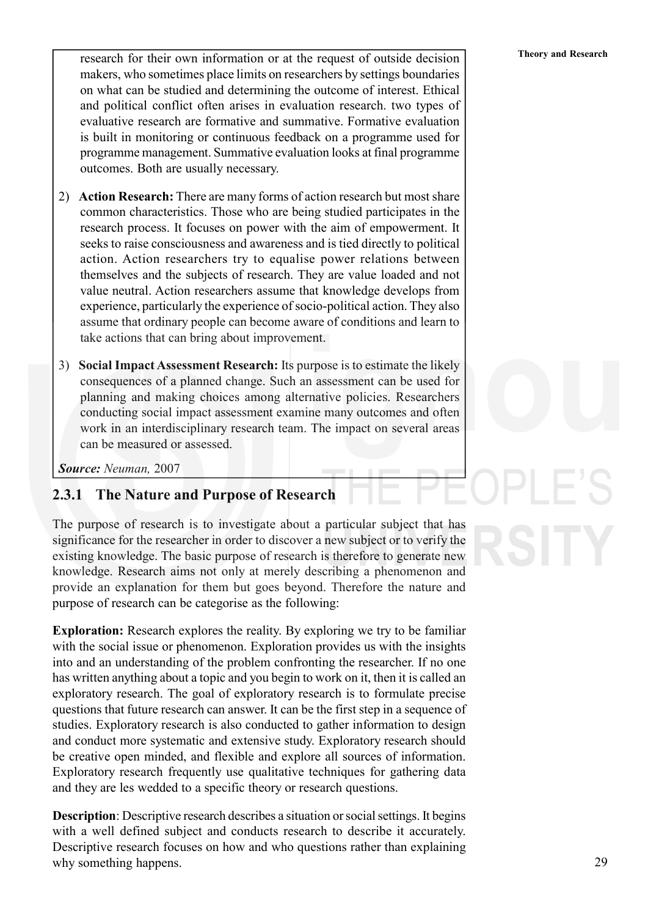research for their own information or at the request of outside decision makers, who sometimes place limits on researchers by settings boundaries on what can be studied and determining the outcome of interest. Ethical and political conflict often arises in evaluation research. two types of evaluative research are formative and summative. Formative evaluation is built in monitoring or continuous feedback on a programme used for programme management. Summative evaluation looks at final programme outcomes. Both are usually necessary.

2) **Action Research:** There are many forms of action research but most share common characteristics. Those who are being studied participates in the research process. It focuses on power with the aim of empowerment. It seeks to raise consciousness and awareness and is tied directly to political action. Action researchers try to equalise power relations between themselves and the subjects of research. They are value loaded and not value neutral. Action researchers assume that knowledge develops from experience, particularly the experience of socio-political action. They also assume that ordinary people can become aware of conditions and learn to take actions that can bring about improvement.

3) **Social Impact Assessment Research:** Its purpose is to estimate the likely consequences of a planned change. Such an assessment can be used for planning and making choices among alternative policies. Researchers conducting social impact assessment examine many outcomes and often work in an interdisciplinary research team. The impact on several areas can be measured or assessed.

***Source:*** *Neuman,* 2007

### 2.3.1 The Nature and Purpose of Research

The purpose of research is to investigate about a particular subject that has significance for the researcher in order to discover a new subject or to verify the existing knowledge. The basic purpose of research is therefore to generate new knowledge. Research aims not only at merely describing a phenomenon and provide an explanation for them but goes beyond. Therefore the nature and purpose of research can be categorise as the following:

**Exploration:** Research explores the reality. By exploring we try to be familiar with the social issue or phenomenon. Exploration provides us with the insights into and an understanding of the problem confronting the researcher. If no one has written anything about a topic and you begin to work on it, then it is called an exploratory research. The goal of exploratory research is to formulate precise questions that future research can answer. It can be the first step in a sequence of studies. Exploratory research is also conducted to gather information to design and conduct more systematic and extensive study. Exploratory research should be creative open minded, and flexible and explore all sources of information. Exploratory research frequently use qualitative techniques for gathering data and they are les wedded to a specific theory or research questions.

**Description**: Descriptive research describes a situation or social settings. It begins with a well defined subject and conducts research to describe it accurately. Descriptive research focuses on how and who questions rather than explaining why something happens.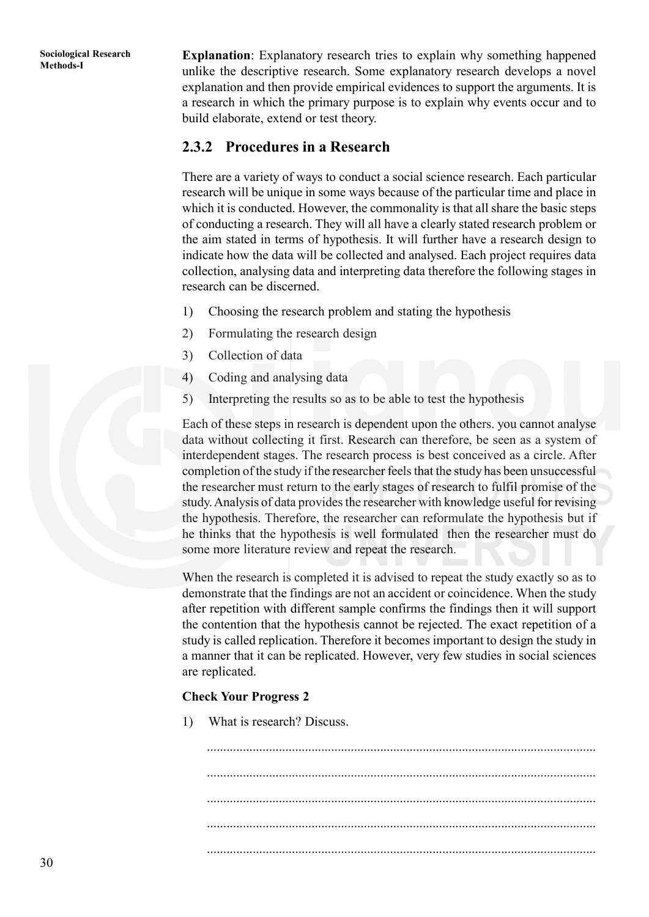**Explanation**: Explanatory research tries to explain why something happened unlike the descriptive research. Some explanatory research develops a novel explanation and then provide empirical evidences to support the arguments. It is a research in which the primary purpose is to explain why events occur and to build elaborate, extend or test theory.

### 2.3.2 Procedures in a Research

There are a variety of ways to conduct a social science research. Each particular research will be unique in some ways because of the particular time and place in which it is conducted. However, the commonality is that all share the basic steps of conducting a research. They will all have a clearly stated research problem or the aim stated in terms of hypothesis. It will further have a research design to indicate how the data will be collected and analysed. Each project requires data collection, analysing data and interpreting data therefore the following stages in research can be discerned.

1) Choosing the research problem and stating the hypothesis
2) Formulating the research design
3) Collection of data
4) Coding and analysing data
5) Interpreting the results so as to be able to test the hypothesis

Each of these steps in research is dependent upon the others. you cannot analyse data without collecting it first. Research can therefore, be seen as a system of interdependent stages. The research process is best conceived as a circle. After completion of the study if the researcher feels that the study has been unsuccessful the researcher must return to the early stages of research to fulfil promise of the study. Analysis of data provides the researcher with knowledge useful for revising the hypothesis. Therefore, the researcher can reformulate the hypothesis but if he thinks that the hypothesis is well formulated then the researcher must do some more literature review and repeat the research.

When the research is completed it is advised to repeat the study exactly so as to demonstrate that the findings are not an accident or coincidence. When the study after repetition with different sample confirms the findings then it will support the contention that the hypothesis cannot be rejected. The exact repetition of a study is called replication. Therefore it becomes important to design the study in a manner that it can be replicated. However, very few studies in social sciences are replicated.

**Check Your Progress 2**

1) What is research? Discuss.

.....................................................................................................................

.....................................................................................................................

.....................................................................................................................

.....................................................................................................................

.....................................................................................................................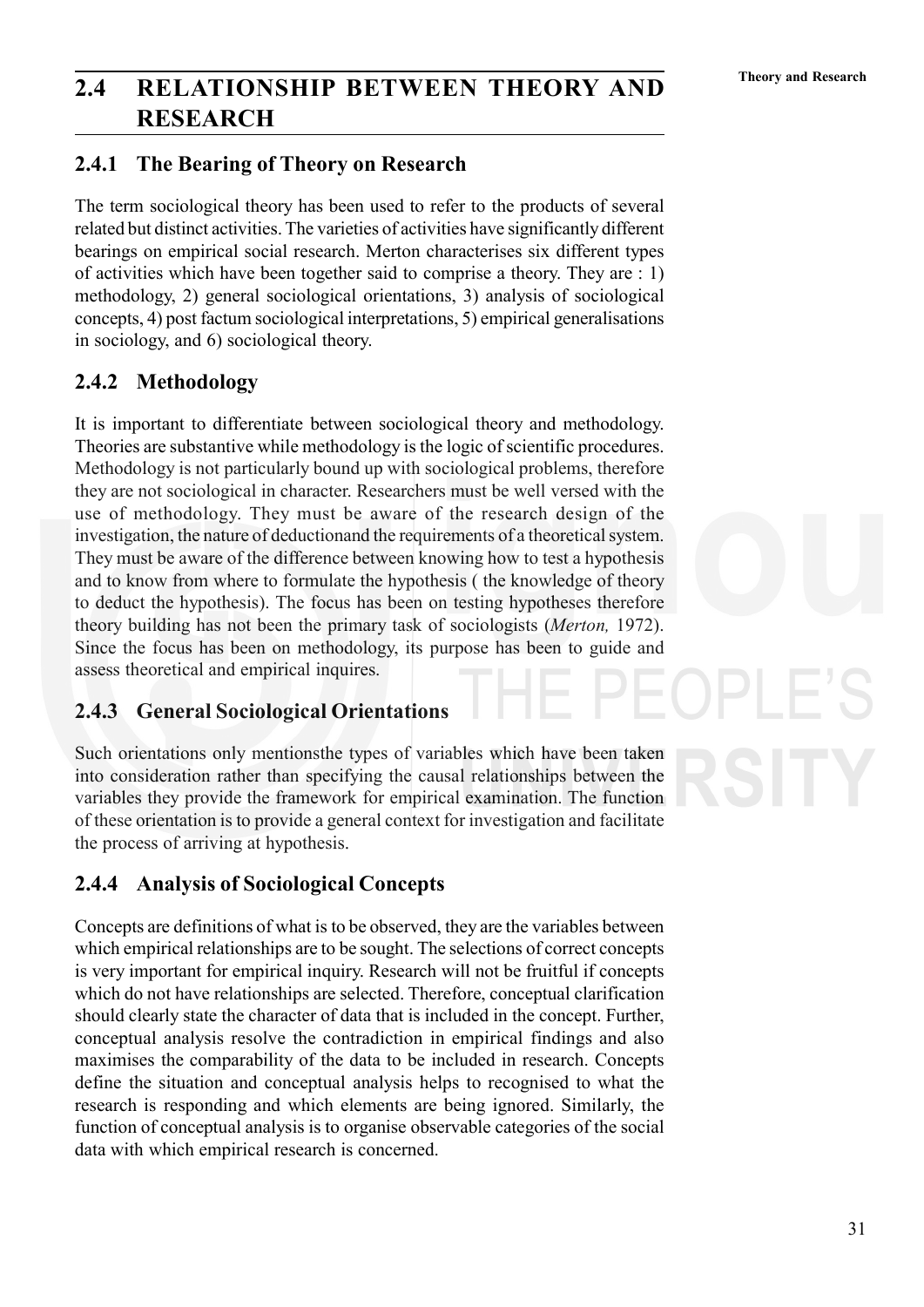## 2.4 RELATIONSHIP BETWEEN THEORY AND RESEARCH

### 2.4.1 The Bearing of Theory on Research

The term sociological theory has been used to refer to the products of several related but distinct activities. The varieties of activities have significantly different bearings on empirical social research. Merton characterises six different types of activities which have been together said to comprise a theory. They are : 1) methodology, 2) general sociological orientations, 3) analysis of sociological concepts, 4) post factum sociological interpretations, 5) empirical generalisations in sociology, and 6) sociological theory.

### 2.4.2 Methodology

It is important to differentiate between sociological theory and methodology. Theories are substantive while methodology is the logic of scientific procedures. Methodology is not particularly bound up with sociological problems, therefore they are not sociological in character. Researchers must be well versed with the use of methodology. They must be aware of the research design of the investigation, the nature of deductionand the requirements of a theoretical system. They must be aware of the difference between knowing how to test a hypothesis and to know from where to formulate the hypothesis ( the knowledge of theory to deduct the hypothesis). The focus has been on testing hypotheses therefore theory building has not been the primary task of sociologists (*Merton,* 1972). Since the focus has been on methodology, its purpose has been to guide and assess theoretical and empirical inquires.

### 2.4.3 General Sociological Orientations

Such orientations only mentionsthe types of variables which have been taken into consideration rather than specifying the causal relationships between the variables they provide the framework for empirical examination. The function of these orientation is to provide a general context for investigation and facilitate the process of arriving at hypothesis.

### 2.4.4 Analysis of Sociological Concepts

Concepts are definitions of what is to be observed, they are the variables between which empirical relationships are to be sought. The selections of correct concepts is very important for empirical inquiry. Research will not be fruitful if concepts which do not have relationships are selected. Therefore, conceptual clarification should clearly state the character of data that is included in the concept. Further, conceptual analysis resolve the contradiction in empirical findings and also maximises the comparability of the data to be included in research. Concepts define the situation and conceptual analysis helps to recognised to what the research is responding and which elements are being ignored. Similarly, the function of conceptual analysis is to organise observable categories of the social data with which empirical research is concerned.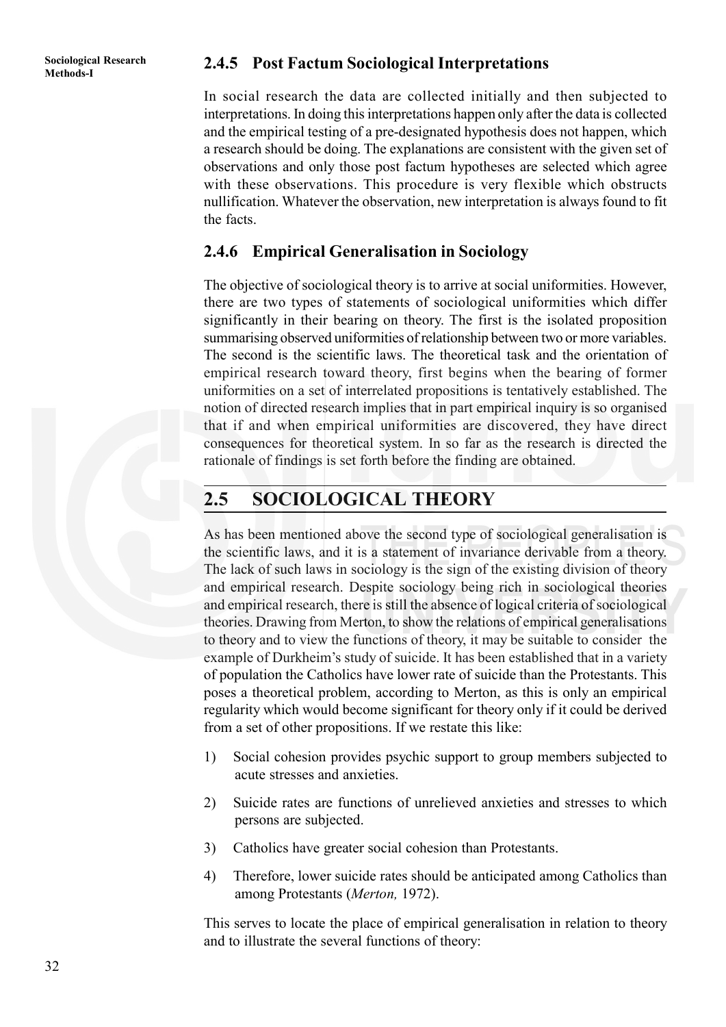### 2.4.5 Post Factum Sociological Interpretations

In social research the data are collected initially and then subjected to interpretations. In doing this interpretations happen only after the data is collected and the empirical testing of a pre-designated hypothesis does not happen, which a research should be doing. The explanations are consistent with the given set of observations and only those post factum hypotheses are selected which agree with these observations. This procedure is very flexible which obstructs nullification. Whatever the observation, new interpretation is always found to fit the facts.

### 2.4.6 Empirical Generalisation in Sociology

The objective of sociological theory is to arrive at social uniformities. However, there are two types of statements of sociological uniformities which differ significantly in their bearing on theory. The first is the isolated proposition summarising observed uniformities of relationship between two or more variables. The second is the scientific laws. The theoretical task and the orientation of empirical research toward theory, first begins when the bearing of former uniformities on a set of interrelated propositions is tentatively established. The notion of directed research implies that in part empirical inquiry is so organised that if and when empirical uniformities are discovered, they have direct consequences for theoretical system. In so far as the research is directed the rationale of findings is set forth before the finding are obtained.

## 2.5 SOCIOLOGICAL THEORY

As has been mentioned above the second type of sociological generalisation is the scientific laws, and it is a statement of invariance derivable from a theory. The lack of such laws in sociology is the sign of the existing division of theory and empirical research. Despite sociology being rich in sociological theories and empirical research, there is still the absence of logical criteria of sociological theories. Drawing from Merton, to show the relations of empirical generalisations to theory and to view the functions of theory, it may be suitable to consider the example of Durkheim's study of suicide. It has been established that in a variety of population the Catholics have lower rate of suicide than the Protestants. This poses a theoretical problem, according to Merton, as this is only an empirical regularity which would become significant for theory only if it could be derived from a set of other propositions. If we restate this like:

1) Social cohesion provides psychic support to group members subjected to acute stresses and anxieties.
2) Suicide rates are functions of unrelieved anxieties and stresses to which persons are subjected.
3) Catholics have greater social cohesion than Protestants.
4) Therefore, lower suicide rates should be anticipated among Catholics than among Protestants (*Merton,* 1972).

This serves to locate the place of empirical generalisation in relation to theory and to illustrate the several functions of theory: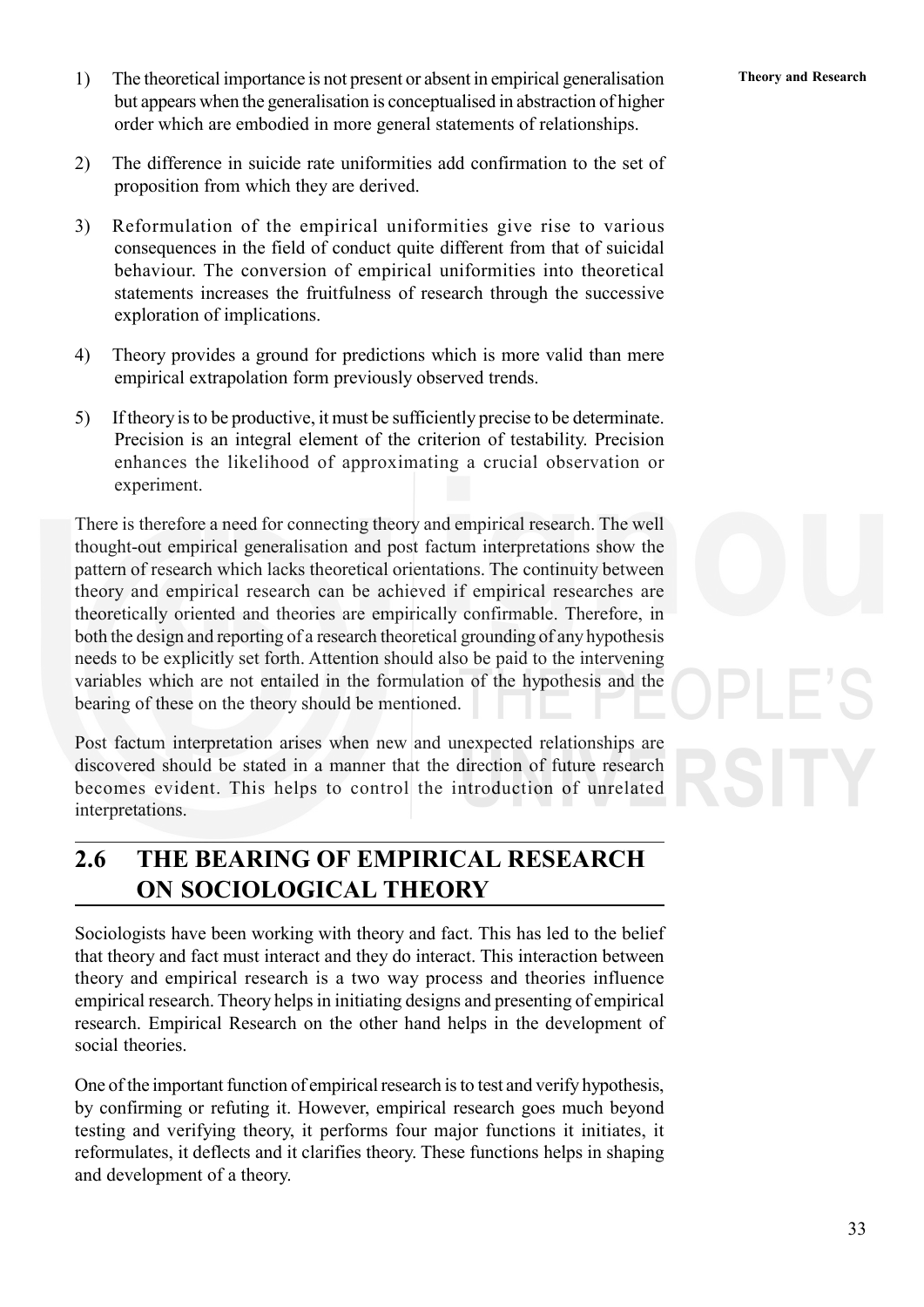1) The theoretical importance is not present or absent in empirical generalisation but appears when the generalisation is conceptualised in abstraction of higher order which are embodied in more general statements of relationships.

2) The difference in suicide rate uniformities add confirmation to the set of proposition from which they are derived.

3) Reformulation of the empirical uniformities give rise to various consequences in the field of conduct quite different from that of suicidal behaviour. The conversion of empirical uniformities into theoretical statements increases the fruitfulness of research through the successive exploration of implications.

4) Theory provides a ground for predictions which is more valid than mere empirical extrapolation form previously observed trends.

5) If theory is to be productive, it must be sufficiently precise to be determinate. Precision is an integral element of the criterion of testability. Precision enhances the likelihood of approximating a crucial observation or experiment.

There is therefore a need for connecting theory and empirical research. The well thought-out empirical generalisation and post factum interpretations show the pattern of research which lacks theoretical orientations. The continuity between theory and empirical research can be achieved if empirical researches are theoretically oriented and theories are empirically confirmable. Therefore, in both the design and reporting of a research theoretical grounding of any hypothesis needs to be explicitly set forth. Attention should also be paid to the intervening variables which are not entailed in the formulation of the hypothesis and the bearing of these on the theory should be mentioned.

Post factum interpretation arises when new and unexpected relationships are discovered should be stated in a manner that the direction of future research becomes evident. This helps to control the introduction of unrelated interpretations.

## 2.6 THE BEARING OF EMPIRICAL RESEARCH ON SOCIOLOGICAL THEORY

Sociologists have been working with theory and fact. This has led to the belief that theory and fact must interact and they do interact. This interaction between theory and empirical research is a two way process and theories influence empirical research. Theory helps in initiating designs and presenting of empirical research. Empirical Research on the other hand helps in the development of social theories.

One of the important function of empirical research is to test and verify hypothesis, by confirming or refuting it. However, empirical research goes much beyond testing and verifying theory, it performs four major functions it initiates, it reformulates, it deflects and it clarifies theory. These functions helps in shaping and development of a theory.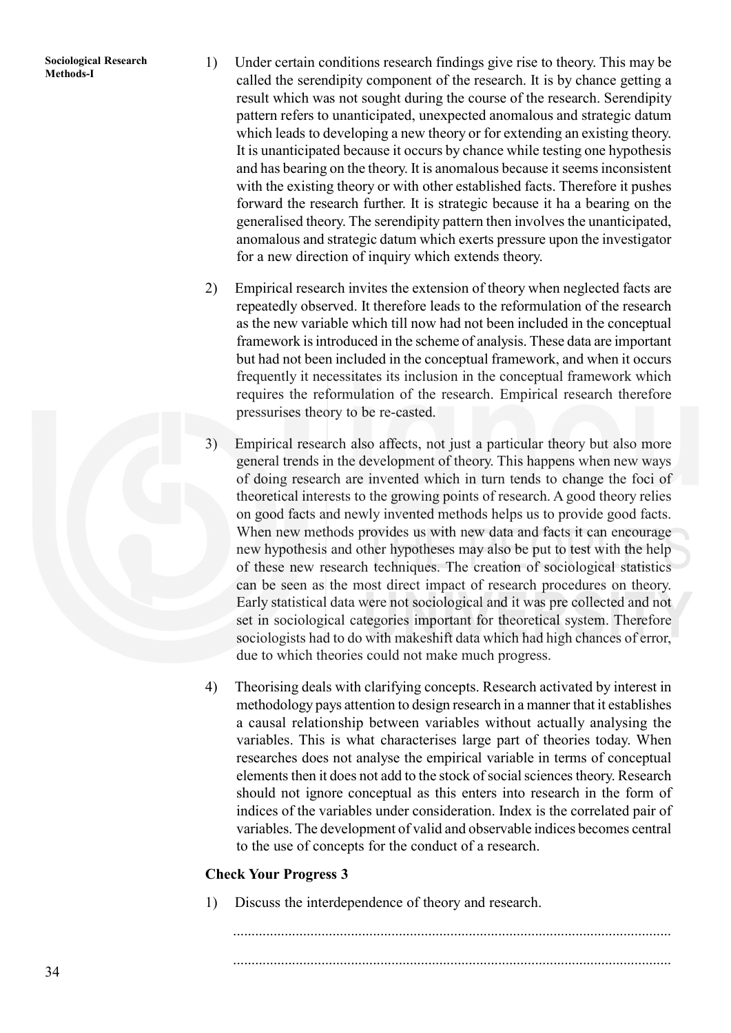1) Under certain conditions research findings give rise to theory. This may be called the serendipity component of the research. It is by chance getting a result which was not sought during the course of the research. Serendipity pattern refers to unanticipated, unexpected anomalous and strategic datum which leads to developing a new theory or for extending an existing theory. It is unanticipated because it occurs by chance while testing one hypothesis and has bearing on the theory. It is anomalous because it seems inconsistent with the existing theory or with other established facts. Therefore it pushes forward the research further. It is strategic because it ha a bearing on the generalised theory. The serendipity pattern then involves the unanticipated, anomalous and strategic datum which exerts pressure upon the investigator for a new direction of inquiry which extends theory.

2) Empirical research invites the extension of theory when neglected facts are repeatedly observed. It therefore leads to the reformulation of the research as the new variable which till now had not been included in the conceptual framework is introduced in the scheme of analysis. These data are important but had not been included in the conceptual framework, and when it occurs frequently it necessitates its inclusion in the conceptual framework which requires the reformulation of the research. Empirical research therefore pressurises theory to be re-casted.

3) Empirical research also affects, not just a particular theory but also more general trends in the development of theory. This happens when new ways of doing research are invented which in turn tends to change the foci of theoretical interests to the growing points of research. A good theory relies on good facts and newly invented methods helps us to provide good facts. When new methods provides us with new data and facts it can encourage new hypothesis and other hypotheses may also be put to test with the help of these new research techniques. The creation of sociological statistics can be seen as the most direct impact of research procedures on theory. Early statistical data were not sociological and it was pre collected and not set in sociological categories important for theoretical system. Therefore sociologists had to do with makeshift data which had high chances of error, due to which theories could not make much progress.

4) Theorising deals with clarifying concepts. Research activated by interest in methodology pays attention to design research in a manner that it establishes a causal relationship between variables without actually analysing the variables. This is what characterises large part of theories today. When researches does not analyse the empirical variable in terms of conceptual elements then it does not add to the stock of social sciences theory. Research should not ignore conceptual as this enters into research in the form of indices of the variables under consideration. Index is the correlated pair of variables. The development of valid and observable indices becomes central to the use of concepts for the conduct of a research.

**Check Your Progress 3**

1) Discuss the interdependence of theory and research.

.....................................................................................................................

.....................................................................................................................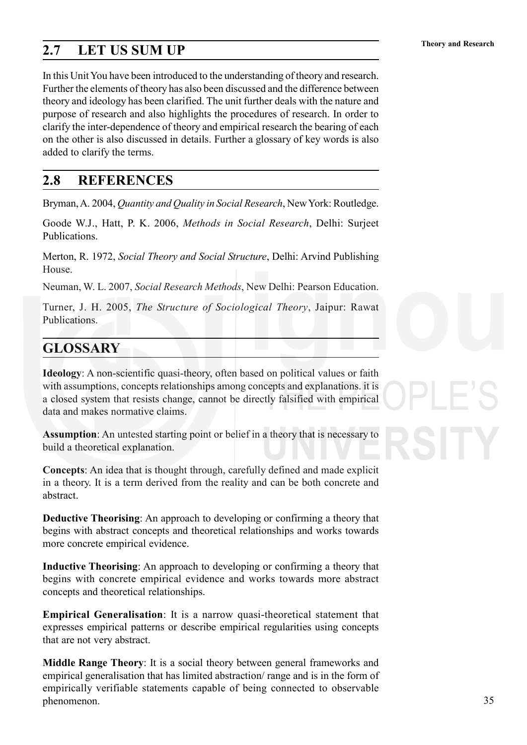## 2.7 LET US SUM UP

In this Unit You have been introduced to the understanding of theory and research. Further the elements of theory has also been discussed and the difference between theory and ideology has been clarified. The unit further deals with the nature and purpose of research and also highlights the procedures of research. In order to clarify the inter-dependence of theory and empirical research the bearing of each on the other is also discussed in details. Further a glossary of key words is also added to clarify the terms.

## 2.8 REFERENCES

Bryman, A. 2004, *Quantity and Quality in Social Research*, New York: Routledge.

Goode W.J., Hatt, P. K. 2006, *Methods in Social Research*, Delhi: Surjeet Publications.

Merton, R. 1972, *Social Theory and Social Structure*, Delhi: Arvind Publishing House.

Neuman, W. L. 2007, *Social Research Methods*, New Delhi: Pearson Education.

Turner, J. H. 2005, *The Structure of Sociological Theory*, Jaipur: Rawat Publications.

## GLOSSARY

**Ideology**: A non-scientific quasi-theory, often based on political values or faith with assumptions, concepts relationships among concepts and explanations. it is a closed system that resists change, cannot be directly falsified with empirical data and makes normative claims.

**Assumption**: An untested starting point or belief in a theory that is necessary to build a theoretical explanation.

**Concepts**: An idea that is thought through, carefully defined and made explicit in a theory. It is a term derived from the reality and can be both concrete and abstract.

**Deductive Theorising**: An approach to developing or confirming a theory that begins with abstract concepts and theoretical relationships and works towards more concrete empirical evidence.

**Inductive Theorising**: An approach to developing or confirming a theory that begins with concrete empirical evidence and works towards more abstract concepts and theoretical relationships.

**Empirical Generalisation**: It is a narrow quasi-theoretical statement that expresses empirical patterns or describe empirical regularities using concepts that are not very abstract.

**Middle Range Theory**: It is a social theory between general frameworks and empirical generalisation that has limited abstraction/ range and is in the form of empirically verifiable statements capable of being connected to observable phenomenon.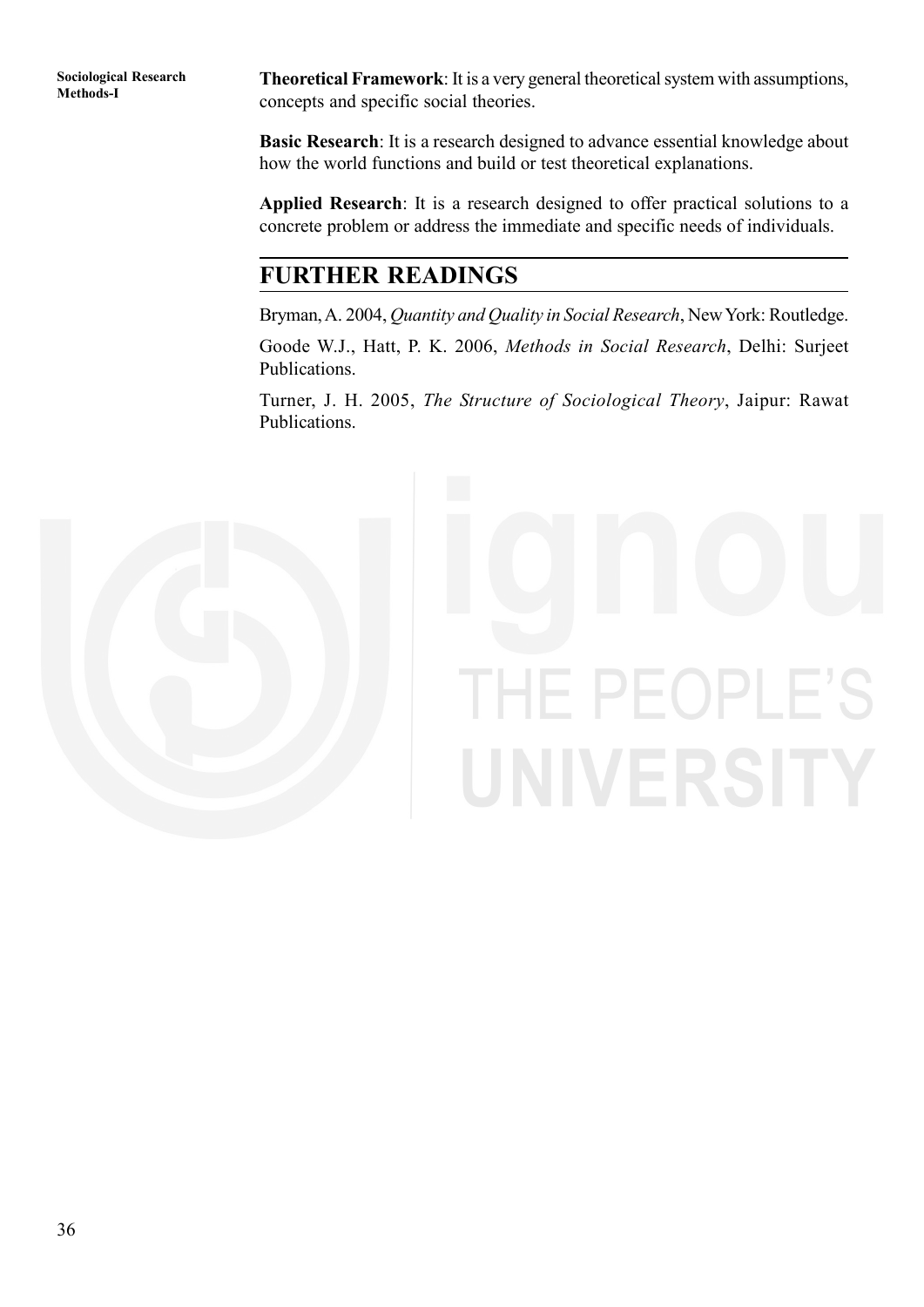**Theoretical Framework**: It is a very general theoretical system with assumptions, concepts and specific social theories.

**Basic Research**: It is a research designed to advance essential knowledge about how the world functions and build or test theoretical explanations.

**Applied Research**: It is a research designed to offer practical solutions to a concrete problem or address the immediate and specific needs of individuals.

## FURTHER READINGS

Bryman, A. 2004, *Quantity and Quality in Social Research*, New York: Routledge.

Goode W.J., Hatt, P. K. 2006, *Methods in Social Research*, Delhi: Surjeet Publications.

Turner, J. H. 2005, *The Structure of Sociological Theory*, Jaipur: Rawat Publications.